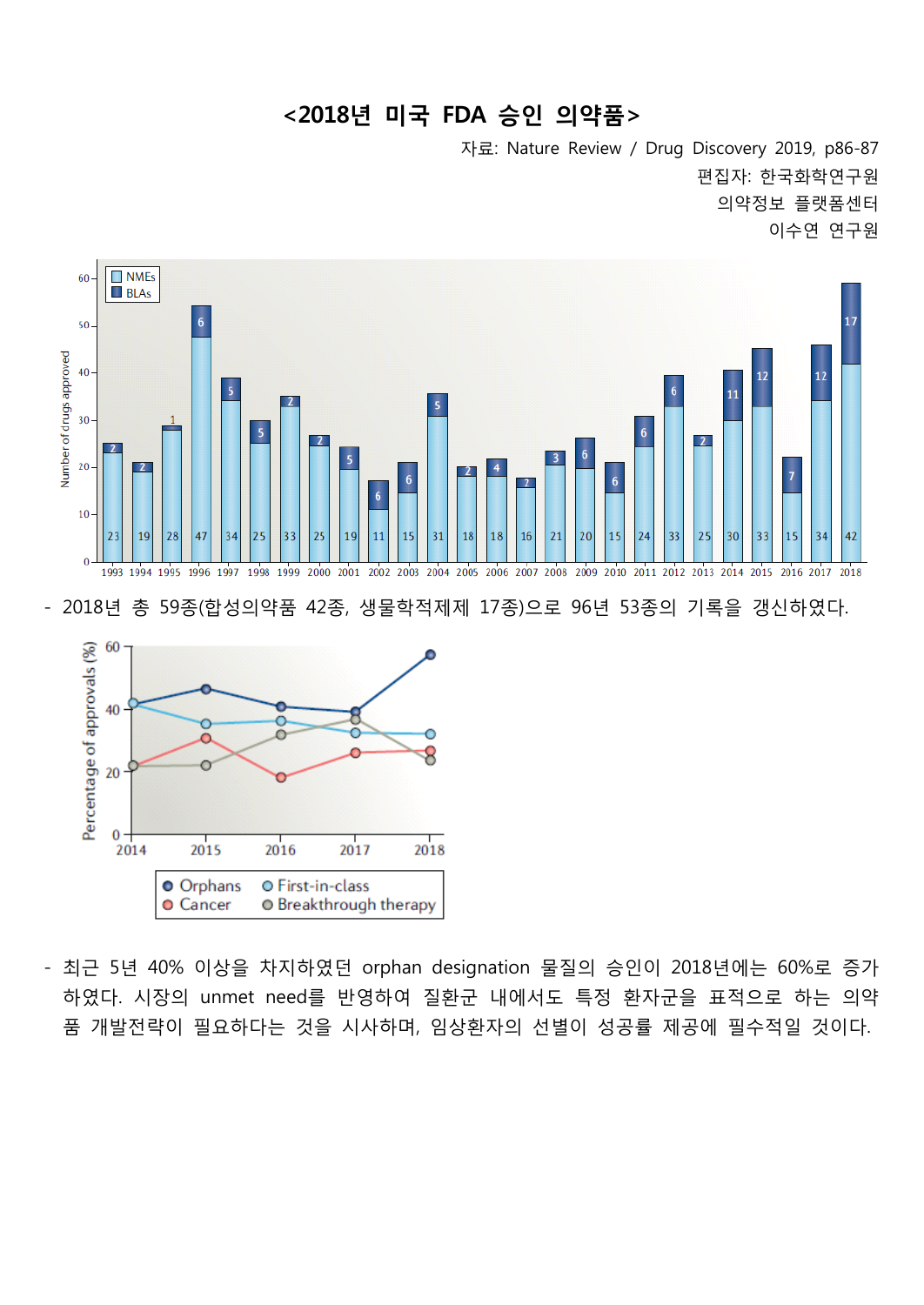# <2018년 미국 FDA 승인 의약품>

자료: Nature Review / Drug Discovery 2019, p86-87

편집자: 한국화학연구원

의약정보 플랫폼센터

이수연 연구원

- 2018년 총 59종(합성의약품 42종, 생물학적제제 17종)으로 96년 53종의 기록을 갱신하였다.

- 최근 5년 40% 이상을 차지하였던 orphan designation 물질의 승인이 2018년에는 60%로 증가하였다. 시장의 unmet need를 반영하여 질환군 내에서도 특정 환자군을 표적으로 하는 의약품 개발전략이 필요하다는 것을 시사하며, 임상환자의 선별이 성공률 제공에 필수적일 것이다.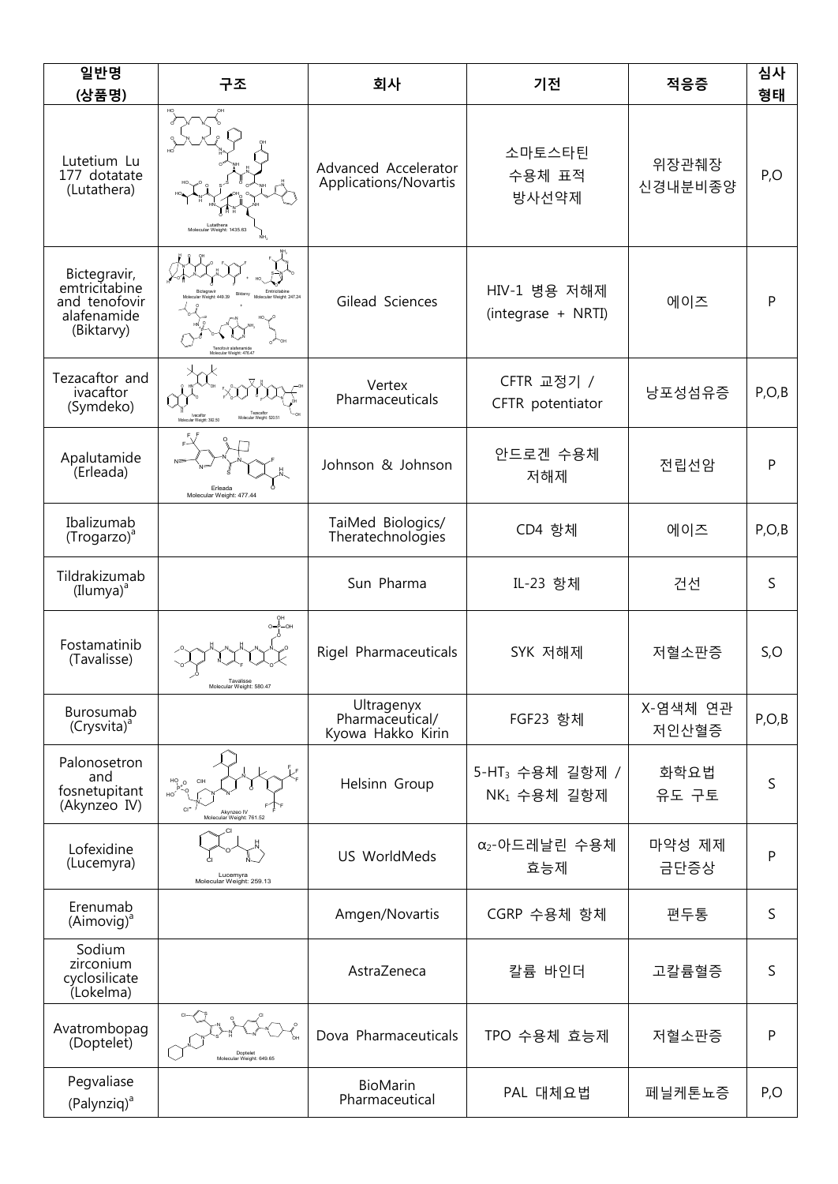| 일반명 (상품명) | 구조 | 회사 | 기전 | 적응증 | 심사 형태 |
|---|---|---|---|---|---|
| Lutetium Lu 177 dotatate (Lutathera) | Lutathera Molecular Weight: 1435.63 | Advanced Accelerator Applications/Novartis | 소마토스타틴 수용체 표적 방사선약제 | 위장관췌장 신경내분비종양 | P,O |
| Bictegravir, emtricitabine and tenofovir alafenamide (Biktarvy) | Bictegravir Molecular Weight: 449.39; Biktarvy; Emtricitabine Molecular Weight: 247.24; Tenofovir alafenamide Molecular Weight: 476.47 | Gilead Sciences | HIV-1 병용 저해제 (integrase + NRTI) | 에이즈 | P |
| Tezacaftor and ivacaftor (Symdeko) | Ivacaftor Molecular Weight: 392.50; Tezacaftor Molecular Weight: 520.51 | Vertex Pharmaceuticals | CFTR 교정기 / CFTR potentiator | 낭포성섬유증 | P,O,B |
| Apalutamide (Erleada) | Erleada Molecular Weight: 477.44 | Johnson & Johnson | 안드로겐 수용체 저해제 | 전립선암 | P |
| Ibalizumab (Trogarzo)[a] | | TaiMed Biologics/ Theratechnologies | CD4 항체 | 에이즈 | P,O,B |
| Tildrakizumab (Ilumya)[a] | | Sun Pharma | IL-23 항체 | 건선 | S |
| Fostamatinib (Tavalisse) | Tavalisse Molecular Weight: 580.47 | Rigel Pharmaceuticals | SYK 저해제 | 저혈소판증 | S,O |
| Burosumab (Crysvita)[a] | | Ultragenyx Pharmaceutical/ Kyowa Hakko Kirin | FGF23 항체 | X-염색체 연관 저인산혈증 | P,O,B |
| Palonosetron and fosnetupitant (Akynzeo IV) | Akynzeo IV Molecular Weight: 761.52 | Helsinn Group | 5-$HT_3$ 수용체 길항제 / $NK_1$ 수용체 길항제 | 화학요법 유도 구토 | S |
| Lofexidine (Lucemyra) | Lucemyra Molecular Weight: 259.13 | US WorldMeds | $\alpha_2$-아드레날린 수용체 효능제 | 마약성 제제 금단증상 | P |
| Erenumab (Aimovig)[a] | | Amgen/Novartis | CGRP 수용체 항체 | 편두통 | S |
| Sodium zirconium cyclosilicate (Lokelma) | | AstraZeneca | 칼륨 바인더 | 고칼륨혈증 | S |
| Avatrombopag (Doptelet) | Doptelet Molecular Weight: 649.65 | Dova Pharmaceuticals | TPO 수용체 효능제 | 저혈소판증 | P |
| Pegvaliase (Palynziq)[a] | | BioMarin Pharmaceutical | PAL 대체요법 | 페닐케톤뇨증 | P,O |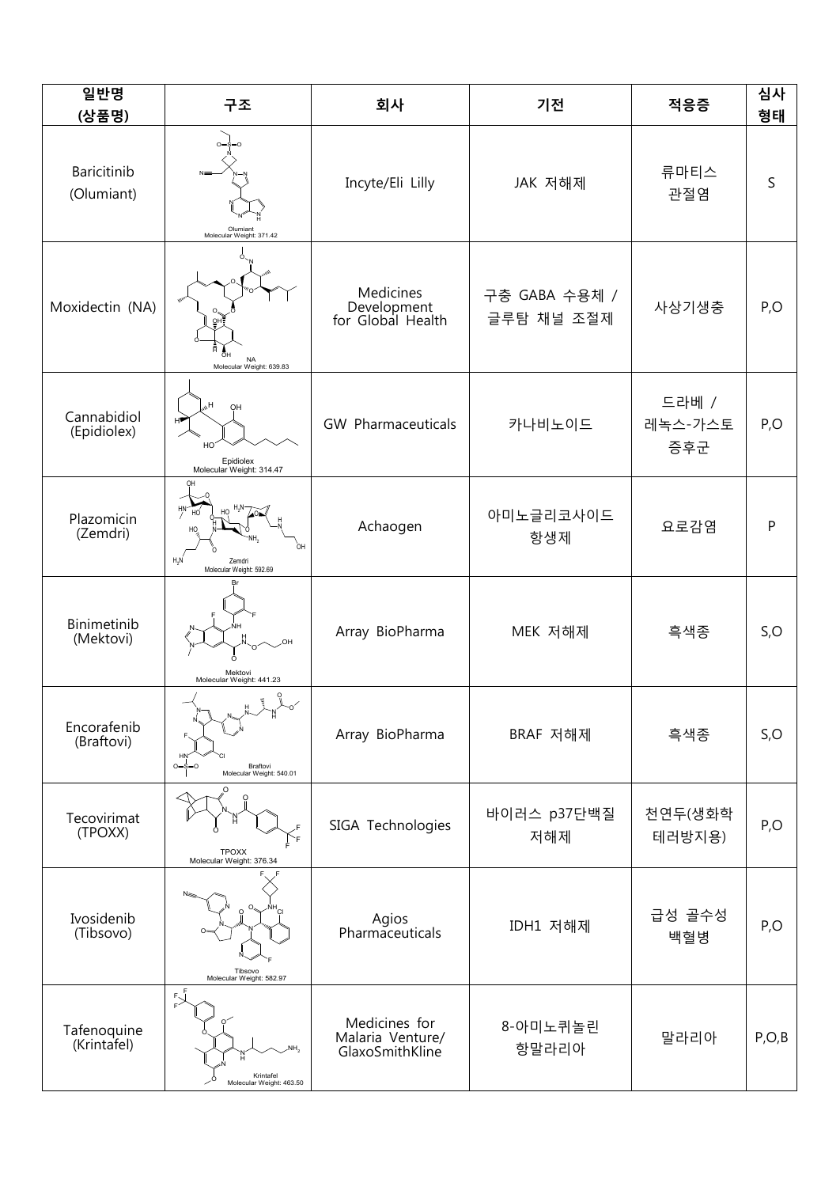| 일반명 (상품명) | 구조 | 회사 | 기전 | 적응증 | 심사 형태 |
|---|---|---|---|---|---|
| Baricitinib (Olumiant) | Olumiant Molecular Weight: 371.42 | Incyte/Eli Lilly | JAK 저해제 | 류마티스 관절염 | S |
| Moxidectin (NA) | NA Molecular Weight: 639.83 | Medicines Development for Global Health | 구충 GABA 수용체 / 글루탐 채널 조절제 | 사상기생충 | P,O |
| Cannabidiol (Epidiolex) | Epidiolex Molecular Weight: 314.47 | GW Pharmaceuticals | 카나비노이드 | 드라베 / 레녹스-가스토 증후군 | P,O |
| Plazomicin (Zemdri) | Zemdri Molecular Weight: 592.69 | Achaogen | 아미노글리코사이드 항생제 | 요로감염 | P |
| Binimetinib (Mektovi) | Mektovi Molecular Weight: 441.23 | Array BioPharma | MEK 저해제 | 흑색종 | S,O |
| Encorafenib (Braftovi) | Braftovi Molecular Weight: 540.01 | Array BioPharma | BRAF 저해제 | 흑색종 | S,O |
| Tecovirimat (TPOXX) | TPOXX Molecular Weight: 376.34 | SIGA Technologies | 바이러스 p37단백질 저해제 | 천연두(생화학 테러방지용) | P,O |
| Ivosidenib (Tibsovo) | Tibsovo Molecular Weight: 582.97 | Agios Pharmaceuticals | IDH1 저해제 | 급성 골수성 백혈병 | P,O |
| Tafenoquine (Krintafel) | Krintafel Molecular Weight: 463.50 | Medicines for Malaria Venture/ GlaxoSmithKline | 8-아미노퀴놀린 항말라리아 | 말라리아 | P,O,B |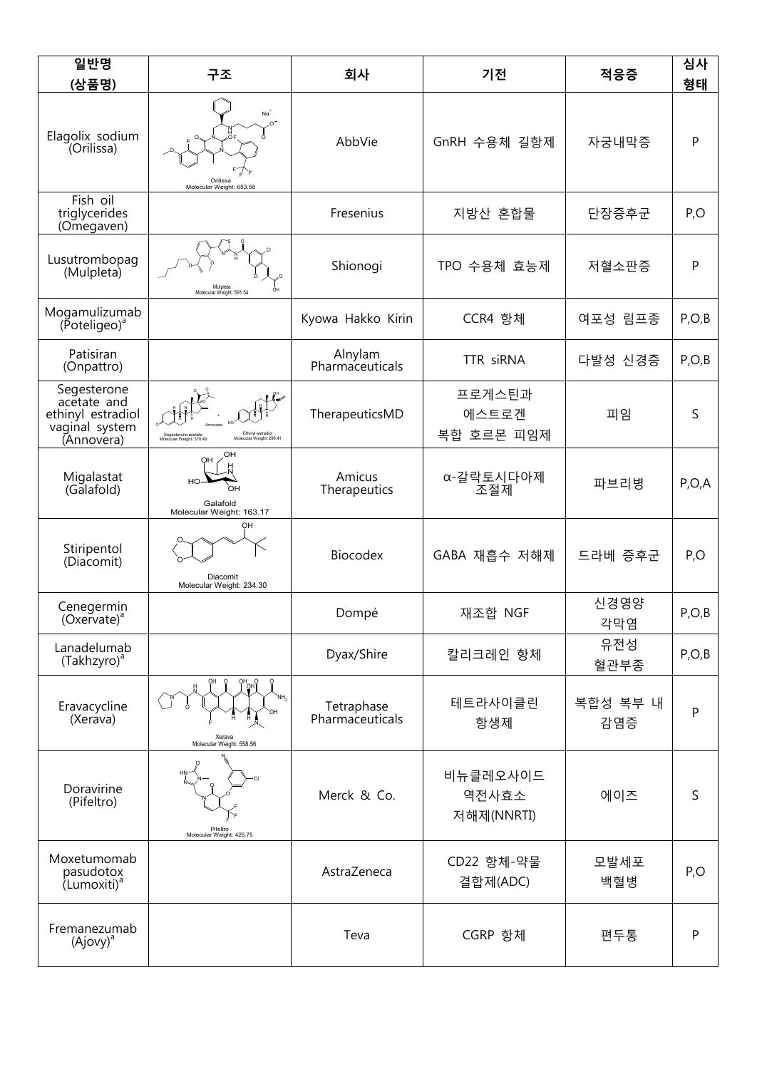| 일반명 (상품명) | 구조 | 회사 | 기전 | 적응증 | 심사 형태 |
|---|---|---|---|---|---|
| Elagolix sodium (Orilissa) | Orilissa Molecular Weight: 653.58 | AbbVie | GnRH 수용체 길항제 | 자궁내막증 | P |
| Fish oil triglycerides (Omegaven) | | Fresenius | 지방산 혼합물 | 단장증후군 | P,O |
| Lusutrombopag (Mulpleta) | Mulpleta Molecular Weight: 591.54 | Shionogi | TPO 수용체 효능제 | 저혈소판증 | P |
| Mogamulizumab (Poteligeo)[a] | | Kyowa Hakko Kirin | CCR4 항체 | 여포성 림프종 | P,O,B |
| Patisiran (Onpattro) | | Alnylam Pharmaceuticals | TTR siRNA | 다발성 신경증 | P,O,B |
| Segesterone acetate and ethinyl estradiol vaginal system (Annovera) | Segesterone acetate Molecular Weight: 370.49 + Ethinyl estradiol Molecular Weight: 296.41 Annovera | TherapeuticsMD | 프로게스틴과 에스트로겐 복합 호르몬 피임제 | 피임 | S |
| Migalastat (Galafold) | Galafold Molecular Weight: 163.17 | Amicus Therapeutics | α-갈락토시다아제 조절제 | 파브리병 | P,O,A |
| Stiripentol (Diacomit) | Diacomit Molecular Weight: 234.30 | Biocodex | GABA 재흡수 저해제 | 드라베 증후군 | P,O |
| Cenegermin (Oxervate)[a] | | Dompé | 재조합 NGF | 신경영양 각막염 | P,O,B |
| Lanadelumab (Takhzyro)[a] | | Dyax/Shire | 칼리크레인 항체 | 유전성 혈관부종 | P,O,B |
| Eravacycline (Xerava) | Xerava Molecular Weight: 558.56 | Tetraphase Pharmaceuticals | 테트라사이클린 항생제 | 복합성 복부 내 감염증 | P |
| Doravirine (Pifeltro) | Pifeltro Molecular Weight: 425.75 | Merck & Co. | 비뉴클레오사이드 역전사효소 저해제(NNRTI) | 에이즈 | S |
| Moxetumomab pasudotox (Lumoxiti)[a] | | AstraZeneca | CD22 항체-약물 결합제(ADC) | 모발세포 백혈병 | P,O |
| Fremanezumab (Ajovy)[a] | | Teva | CGRP 항체 | 편두통 | P |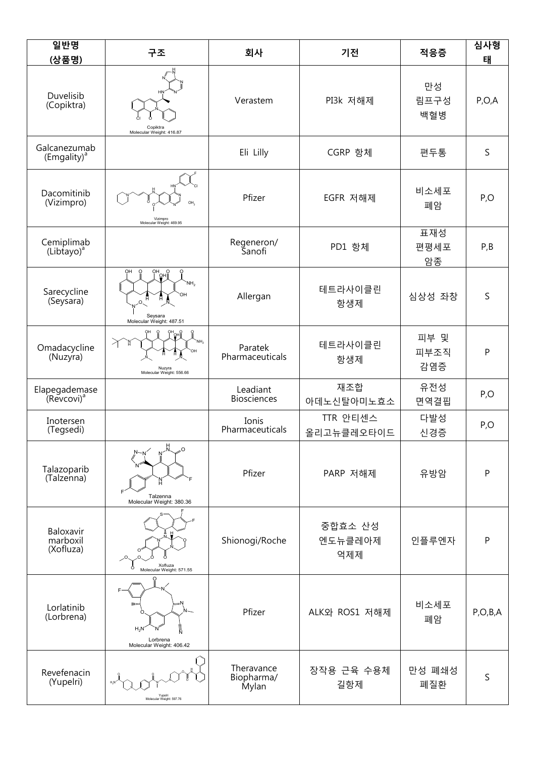| 일반명 (상품명) | 구조 | 회사 | 기전 | 적응증 | 심사형태 |
|---|---|---|---|---|---|
| Duvelisib (Copiktra) | Copiktra Molecular Weight: 416.87 | Verastem | PI3k 저해제 | 만성 림프구성 백혈병 | P,O,A |
| Galcanezumab (Emgality)[a] | | Eli Lilly | CGRP 항체 | 편두통 | S |
| Dacomitinib (Vizimpro) | Vizimpro Molecular Weight: 469.95 | Pfizer | EGFR 저해제 | 비소세포 폐암 | P,O |
| Cemiplimab (Libtayo)[a] | | Regeneron/ Sanofi | PD1 항체 | 표재성 편평세포 암종 | P,B |
| Sarecycline (Seysara) | Seysara Molecular Weight: 487.51 | Allergan | 테트라사이클린 항생제 | 심상성 좌창 | S |
| Omadacycline (Nuzyra) | Nuzyra Molecular Weight: 556.66 | Paratek Pharmaceuticals | 테트라사이클린 항생제 | 피부 및 피부조직 감염증 | P |
| Elapegademase (Revcovi)[a] | | Leadiant Biosciences | 재조합 아데노신탈아미노효소 | 유전성 면역결핍 | P,O |
| Inotersen (Tegsedi) | | Ionis Pharmaceuticals | TTR 안티센스 올리고뉴클레오타이드 | 다발성 신경증 | P,O |
| Talazoparib (Talzenna) | Talzenna Molecular Weight: 380.36 | Pfizer | PARP 저해제 | 유방암 | P |
| Baloxavir marboxil (Xofluza) | Xofluza Molecular Weight: 571.55 | Shionogi/Roche | 중합효소 산성 엔도뉴클레아제 억제제 | 인플루엔자 | P |
| Lorlatinib (Lorbrena) | Lorbrena Molecular Weight: 406.42 | Pfizer | ALK와 ROS1 저해제 | 비소세포 폐암 | P,O,B,A |
| Revefenacin (Yupelri) | Yupelri Molecular Weight: 597.76 | Theravance Biopharma/ Mylan | 장작용 근육 수용체 길항제 | 만성 폐쇄성 폐질환 | S |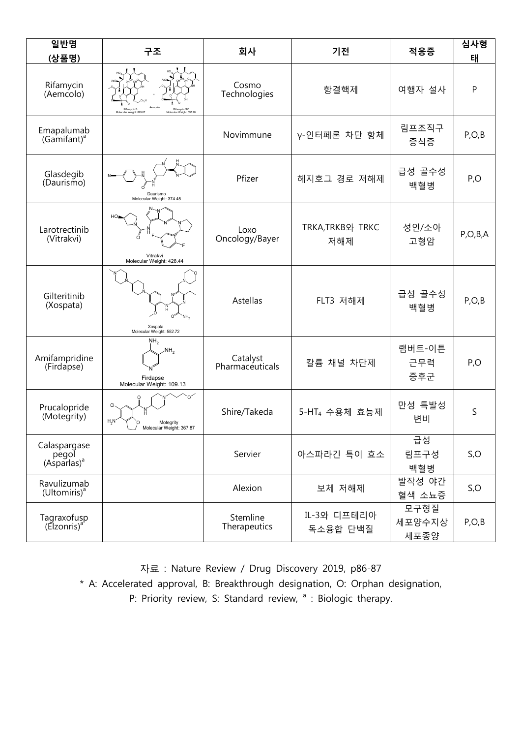| 일반명 (상품명) | 구조 | 회사 | 기전 | 적응증 | 심사형태 |
|---|---|---|---|---|---|
| Rifamycin (Aemcolo) | Rifamycin B Molecular Weight: 829.67 + Rifamycin SV Molecular Weight: 697.78 (Aemcolo) | Cosmo Technologies | 항결핵제 | 여행자 설사 | P |
| Emapalumab (Gamifant)[a] | | Novimmune | γ-인터페론 차단 항체 | 림프조직구 증식증 | P,O,B |
| Glasdegib (Daurismo) | Daurismo Molecular Weight: 374.45 | Pfizer | 헤지호그 경로 저해제 | 급성 골수성 백혈병 | P,O |
| Larotrectinib (Vitrakvi) | Vitrakvi Molecular Weight: 428.44 | Loxo Oncology/Bayer | TRKA,TRKB와 TRKC 저해제 | 성인/소아 고형암 | P,O,B,A |
| Gilteritinib (Xospata) | Xospata Molecular Weight: 552.72 | Astellas | FLT3 저해제 | 급성 골수성 백혈병 | P,O,B |
| Amifampridine (Firdapse) | Firdapse Molecular Weight: 109.13 | Catalyst Pharmaceuticals | 칼륨 채널 차단제 | 램버트-이튼 근무력 증후군 | P,O |
| Prucalopride (Motegrity) | Motegrity Molecular Weight: 367.87 | Shire/Takeda | 5-$HT_4$ 수용체 효능제 | 만성 특발성 변비 | S |
| Calaspargase pegol (Asparlas)[a] | | Servier | 아스파라긴 특이 효소 | 급성 림프구성 백혈병 | S,O |
| Ravulizumab (Ultomiris)[a] | | Alexion | 보체 저해제 | 발작성 야간 혈색 소뇨증 | S,O |
| Tagraxofusp (Elzonris)[a] | | Stemline Therapeutics | IL-3와 디프테리아 독소융합 단백질 | 모구형질 세포양수지상 세포종양 | P,O,B |

자료 : Nature Review / Drug Discovery 2019, p86-87

* A: Accelerated approval, B: Breakthrough designation, O: Orphan designation, P: Priority review, S: Standard review, [a] : Biologic therapy.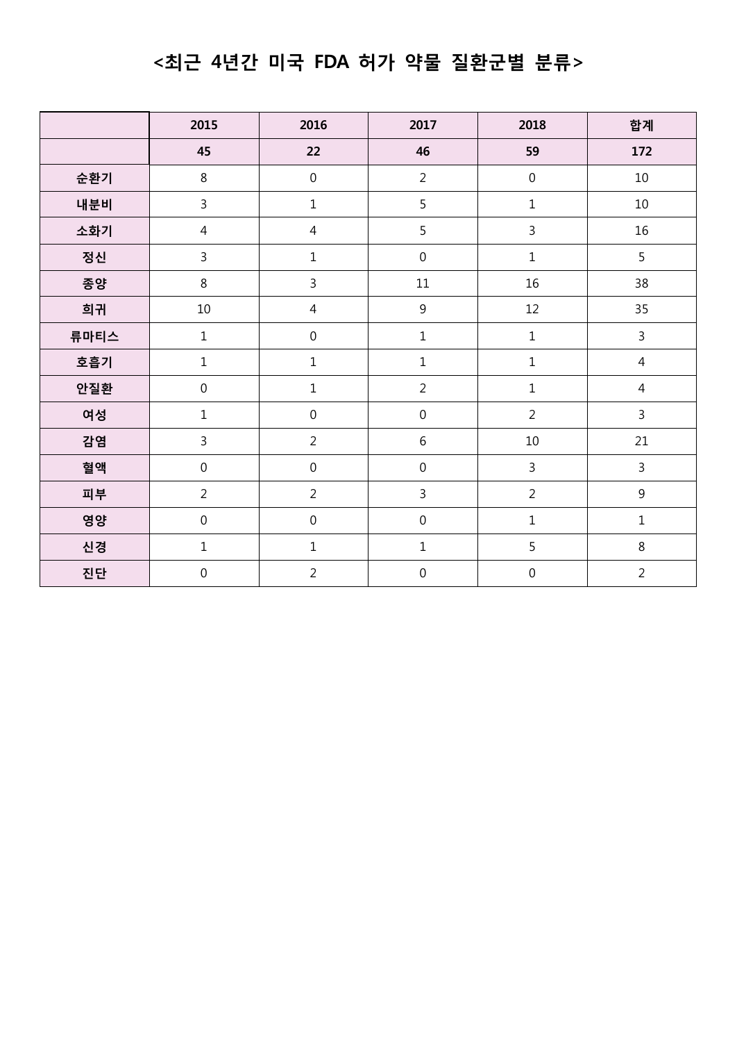# <최근 4년간 미국 FDA 허가 약물 질환군별 분류>

| | 2015 | 2016 | 2017 | 2018 | 합계 |
|---|---|---|---|---|---|
| | 45 | 22 | 46 | 59 | 172 |
| 순환기 | 8 | 0 | 2 | 0 | 10 |
| 내분비 | 3 | 1 | 5 | 1 | 10 |
| 소화기 | 4 | 4 | 5 | 3 | 16 |
| 정신 | 3 | 1 | 0 | 1 | 5 |
| 종양 | 8 | 3 | 11 | 16 | 38 |
| 희귀 | 10 | 4 | 9 | 12 | 35 |
| 류마티스 | 1 | 0 | 1 | 1 | 3 |
| 호흡기 | 1 | 1 | 1 | 1 | 4 |
| 안질환 | 0 | 1 | 2 | 1 | 4 |
| 여성 | 1 | 0 | 0 | 2 | 3 |
| 감염 | 3 | 2 | 6 | 10 | 21 |
| 혈액 | 0 | 0 | 0 | 3 | 3 |
| 피부 | 2 | 2 | 3 | 2 | 9 |
| 영양 | 0 | 0 | 0 | 1 | 1 |
| 신경 | 1 | 1 | 1 | 5 | 8 |
| 진단 | 0 | 2 | 0 | 0 | 2 |